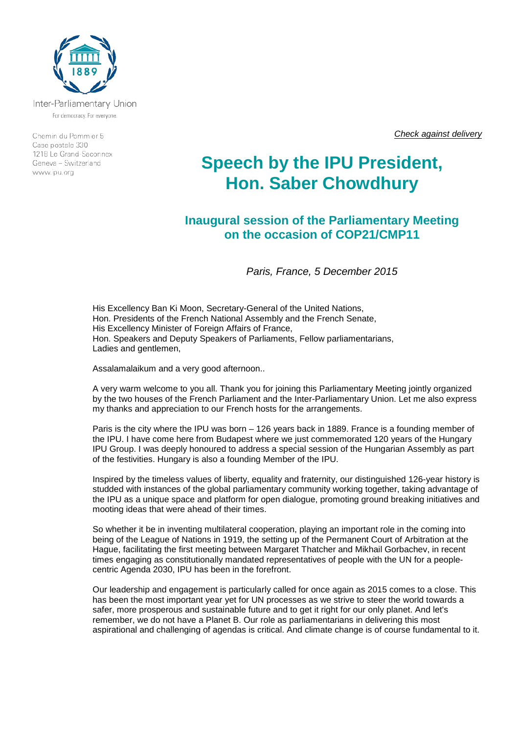Inter-Parliamentary Union
For democracy. For everyone.

Chemin du Pommier 5
Case postale 330
1218 Le Grand-Saconnex
Geneva – Switzerland
www.ipu.org

*Check against delivery*

# Speech by the IPU President, Hon. Saber Chowdhury

## Inaugural session of the Parliamentary Meeting on the occasion of COP21/CMP11

*Paris, France, 5 December 2015*

His Excellency Ban Ki Moon, Secretary-General of the United Nations,
Hon. Presidents of the French National Assembly and the French Senate,
His Excellency Minister of Foreign Affairs of France,
Hon. Speakers and Deputy Speakers of Parliaments, Fellow parliamentarians,
Ladies and gentlemen,

Assalamalaikum and a very good afternoon..

A very warm welcome to you all. Thank you for joining this Parliamentary Meeting jointly organized by the two houses of the French Parliament and the Inter-Parliamentary Union. Let me also express my thanks and appreciation to our French hosts for the arrangements.

Paris is the city where the IPU was born – 126 years back in 1889. France is a founding member of the IPU. I have come here from Budapest where we just commemorated 120 years of the Hungary IPU Group. I was deeply honoured to address a special session of the Hungarian Assembly as part of the festivities. Hungary is also a founding Member of the IPU.

Inspired by the timeless values of liberty, equality and fraternity, our distinguished 126-year history is studded with instances of the global parliamentary community working together, taking advantage of the IPU as a unique space and platform for open dialogue, promoting ground breaking initiatives and mooting ideas that were ahead of their times.

So whether it be in inventing multilateral cooperation, playing an important role in the coming into being of the League of Nations in 1919, the setting up of the Permanent Court of Arbitration at the Hague, facilitating the first meeting between Margaret Thatcher and Mikhail Gorbachev, in recent times engaging as constitutionally mandated representatives of people with the UN for a people-centric Agenda 2030, IPU has been in the forefront.

Our leadership and engagement is particularly called for once again as 2015 comes to a close. This has been the most important year yet for UN processes as we strive to steer the world towards a safer, more prosperous and sustainable future and to get it right for our only planet. And let's remember, we do not have a Planet B. Our role as parliamentarians in delivering this most aspirational and challenging of agendas is critical. And climate change is of course fundamental to it.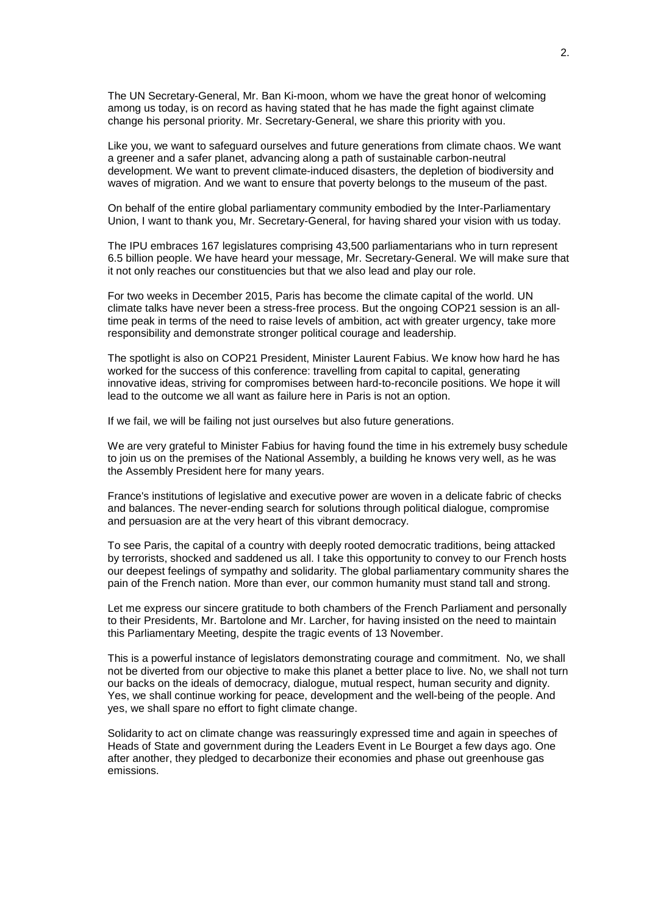The UN Secretary-General, Mr. Ban Ki-moon, whom we have the great honor of welcoming among us today, is on record as having stated that he has made the fight against climate change his personal priority. Mr. Secretary-General, we share this priority with you.

Like you, we want to safeguard ourselves and future generations from climate chaos. We want a greener and a safer planet, advancing along a path of sustainable carbon-neutral development. We want to prevent climate-induced disasters, the depletion of biodiversity and waves of migration. And we want to ensure that poverty belongs to the museum of the past.

On behalf of the entire global parliamentary community embodied by the Inter-Parliamentary Union, I want to thank you, Mr. Secretary-General, for having shared your vision with us today.

The IPU embraces 167 legislatures comprising 43,500 parliamentarians who in turn represent 6.5 billion people. We have heard your message, Mr. Secretary-General. We will make sure that it not only reaches our constituencies but that we also lead and play our role.

For two weeks in December 2015, Paris has become the climate capital of the world. UN climate talks have never been a stress-free process. But the ongoing COP21 session is an all-time peak in terms of the need to raise levels of ambition, act with greater urgency, take more responsibility and demonstrate stronger political courage and leadership.

The spotlight is also on COP21 President, Minister Laurent Fabius. We know how hard he has worked for the success of this conference: travelling from capital to capital, generating innovative ideas, striving for compromises between hard-to-reconcile positions. We hope it will lead to the outcome we all want as failure here in Paris is not an option.

If we fail, we will be failing not just ourselves but also future generations.

We are very grateful to Minister Fabius for having found the time in his extremely busy schedule to join us on the premises of the National Assembly, a building he knows very well, as he was the Assembly President here for many years.

France's institutions of legislative and executive power are woven in a delicate fabric of checks and balances. The never-ending search for solutions through political dialogue, compromise and persuasion are at the very heart of this vibrant democracy.

To see Paris, the capital of a country with deeply rooted democratic traditions, being attacked by terrorists, shocked and saddened us all. I take this opportunity to convey to our French hosts our deepest feelings of sympathy and solidarity. The global parliamentary community shares the pain of the French nation. More than ever, our common humanity must stand tall and strong.

Let me express our sincere gratitude to both chambers of the French Parliament and personally to their Presidents, Mr. Bartolone and Mr. Larcher, for having insisted on the need to maintain this Parliamentary Meeting, despite the tragic events of 13 November.

This is a powerful instance of legislators demonstrating courage and commitment. No, we shall not be diverted from our objective to make this planet a better place to live. No, we shall not turn our backs on the ideals of democracy, dialogue, mutual respect, human security and dignity. Yes, we shall continue working for peace, development and the well-being of the people. And yes, we shall spare no effort to fight climate change.

Solidarity to act on climate change was reassuringly expressed time and again in speeches of Heads of State and government during the Leaders Event in Le Bourget a few days ago. One after another, they pledged to decarbonize their economies and phase out greenhouse gas emissions.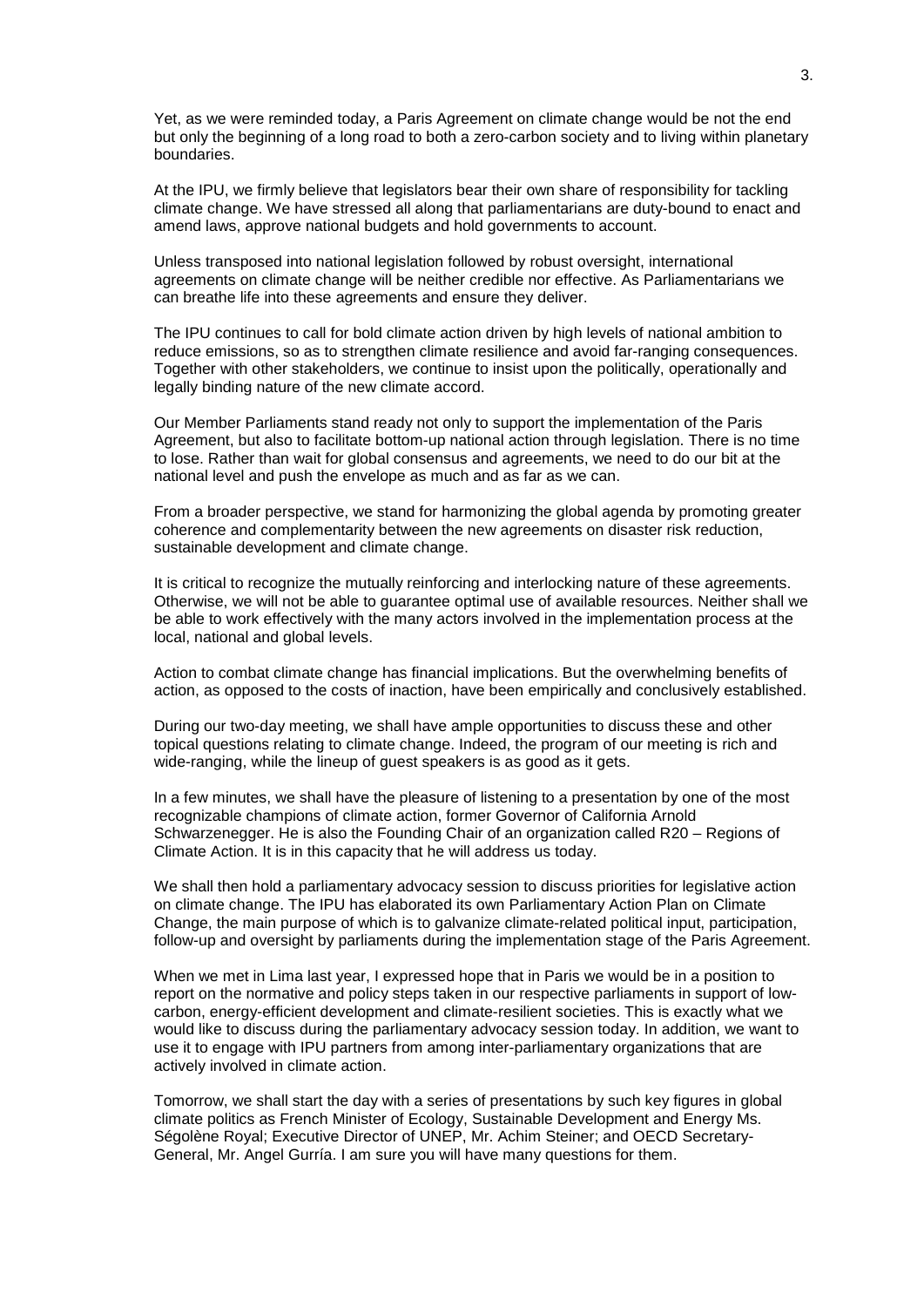Yet, as we were reminded today, a Paris Agreement on climate change would be not the end but only the beginning of a long road to both a zero-carbon society and to living within planetary boundaries.

At the IPU, we firmly believe that legislators bear their own share of responsibility for tackling climate change. We have stressed all along that parliamentarians are duty-bound to enact and amend laws, approve national budgets and hold governments to account.

Unless transposed into national legislation followed by robust oversight, international agreements on climate change will be neither credible nor effective. As Parliamentarians we can breathe life into these agreements and ensure they deliver.

The IPU continues to call for bold climate action driven by high levels of national ambition to reduce emissions, so as to strengthen climate resilience and avoid far-ranging consequences. Together with other stakeholders, we continue to insist upon the politically, operationally and legally binding nature of the new climate accord.

Our Member Parliaments stand ready not only to support the implementation of the Paris Agreement, but also to facilitate bottom-up national action through legislation. There is no time to lose. Rather than wait for global consensus and agreements, we need to do our bit at the national level and push the envelope as much and as far as we can.

From a broader perspective, we stand for harmonizing the global agenda by promoting greater coherence and complementarity between the new agreements on disaster risk reduction, sustainable development and climate change.

It is critical to recognize the mutually reinforcing and interlocking nature of these agreements. Otherwise, we will not be able to guarantee optimal use of available resources. Neither shall we be able to work effectively with the many actors involved in the implementation process at the local, national and global levels.

Action to combat climate change has financial implications. But the overwhelming benefits of action, as opposed to the costs of inaction, have been empirically and conclusively established.

During our two-day meeting, we shall have ample opportunities to discuss these and other topical questions relating to climate change. Indeed, the program of our meeting is rich and wide-ranging, while the lineup of guest speakers is as good as it gets.

In a few minutes, we shall have the pleasure of listening to a presentation by one of the most recognizable champions of climate action, former Governor of California Arnold Schwarzenegger. He is also the Founding Chair of an organization called R20 – Regions of Climate Action. It is in this capacity that he will address us today.

We shall then hold a parliamentary advocacy session to discuss priorities for legislative action on climate change. The IPU has elaborated its own Parliamentary Action Plan on Climate Change, the main purpose of which is to galvanize climate-related political input, participation, follow-up and oversight by parliaments during the implementation stage of the Paris Agreement.

When we met in Lima last year, I expressed hope that in Paris we would be in a position to report on the normative and policy steps taken in our respective parliaments in support of low-carbon, energy-efficient development and climate-resilient societies. This is exactly what we would like to discuss during the parliamentary advocacy session today. In addition, we want to use it to engage with IPU partners from among inter-parliamentary organizations that are actively involved in climate action.

Tomorrow, we shall start the day with a series of presentations by such key figures in global climate politics as French Minister of Ecology, Sustainable Development and Energy Ms. Ségolène Royal; Executive Director of UNEP, Mr. Achim Steiner; and OECD Secretary-General, Mr. Angel Gurría. I am sure you will have many questions for them.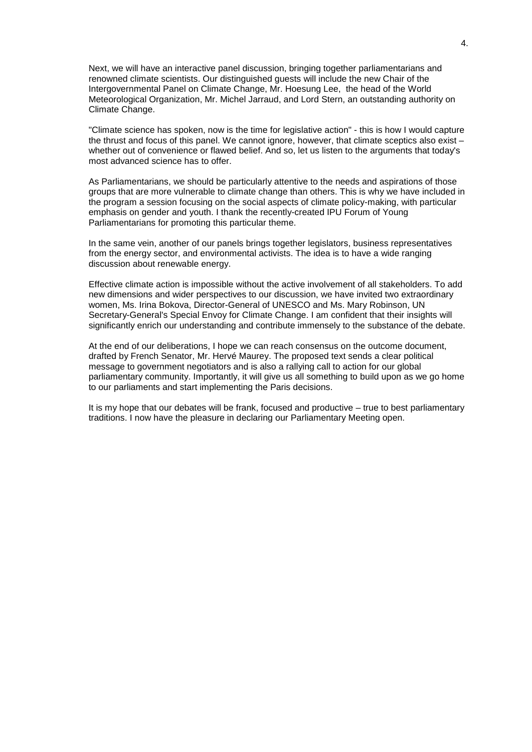Next, we will have an interactive panel discussion, bringing together parliamentarians and renowned climate scientists. Our distinguished guests will include the new Chair of the Intergovernmental Panel on Climate Change, Mr. Hoesung Lee, the head of the World Meteorological Organization, Mr. Michel Jarraud, and Lord Stern, an outstanding authority on Climate Change.

"Climate science has spoken, now is the time for legislative action" - this is how I would capture the thrust and focus of this panel. We cannot ignore, however, that climate sceptics also exist – whether out of convenience or flawed belief. And so, let us listen to the arguments that today's most advanced science has to offer.

As Parliamentarians, we should be particularly attentive to the needs and aspirations of those groups that are more vulnerable to climate change than others. This is why we have included in the program a session focusing on the social aspects of climate policy-making, with particular emphasis on gender and youth. I thank the recently-created IPU Forum of Young Parliamentarians for promoting this particular theme.

In the same vein, another of our panels brings together legislators, business representatives from the energy sector, and environmental activists. The idea is to have a wide ranging discussion about renewable energy.

Effective climate action is impossible without the active involvement of all stakeholders. To add new dimensions and wider perspectives to our discussion, we have invited two extraordinary women, Ms. Irina Bokova, Director-General of UNESCO and Ms. Mary Robinson, UN Secretary-General's Special Envoy for Climate Change. I am confident that their insights will significantly enrich our understanding and contribute immensely to the substance of the debate.

At the end of our deliberations, I hope we can reach consensus on the outcome document, drafted by French Senator, Mr. Hervé Maurey. The proposed text sends a clear political message to government negotiators and is also a rallying call to action for our global parliamentary community. Importantly, it will give us all something to build upon as we go home to our parliaments and start implementing the Paris decisions.

It is my hope that our debates will be frank, focused and productive – true to best parliamentary traditions. I now have the pleasure in declaring our Parliamentary Meeting open.